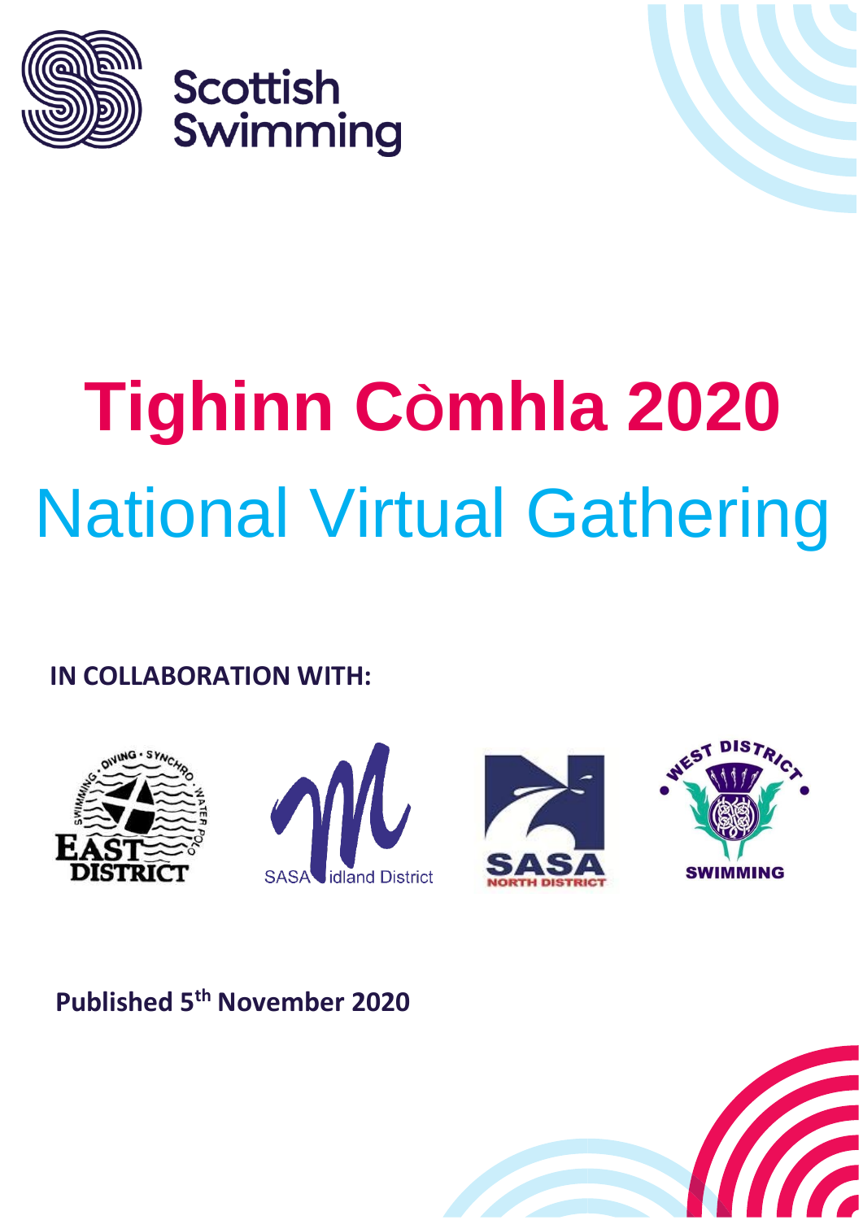Scottish Swimming

# Tighinn Còmhla 2020

## National Virtual Gathering

**IN COLLABORATION WITH:**

EAST DISTRICT

SASA Midland District

SASA NORTH DISTRICT

WEST DISTRICT SWIMMING

**Published 5th November 2020**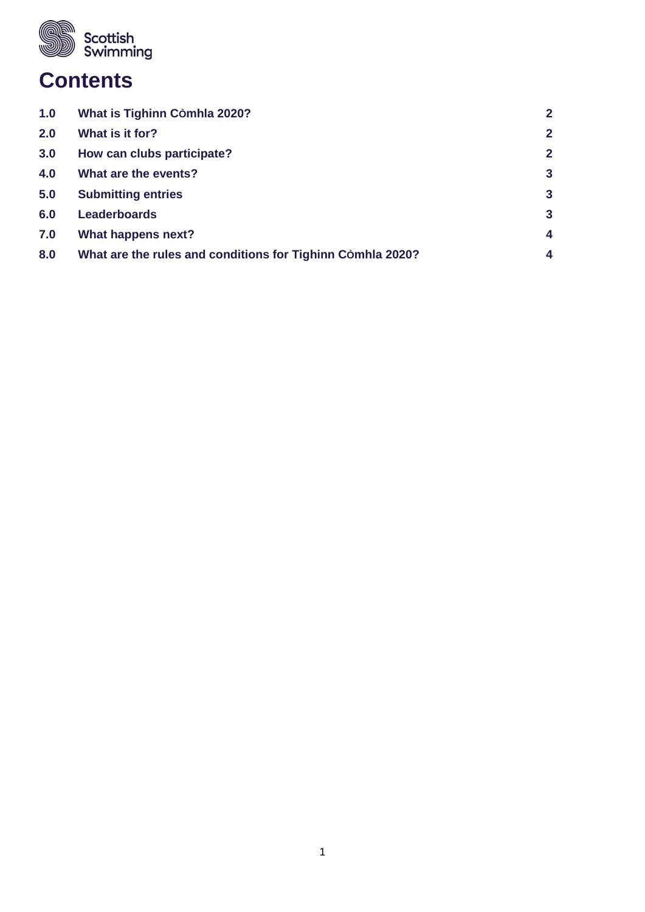# Contents

| | | |
|---|---|---|
| 1.0 | What is Tighinn Còmhla 2020? | 2 |
| 2.0 | What is it for? | 2 |
| 3.0 | How can clubs participate? | 2 |
| 4.0 | What are the events? | 3 |
| 5.0 | Submitting entries | 3 |
| 6.0 | Leaderboards | 3 |
| 7.0 | What happens next? | 4 |
| 8.0 | What are the rules and conditions for Tighinn Còmhla 2020? | 4 |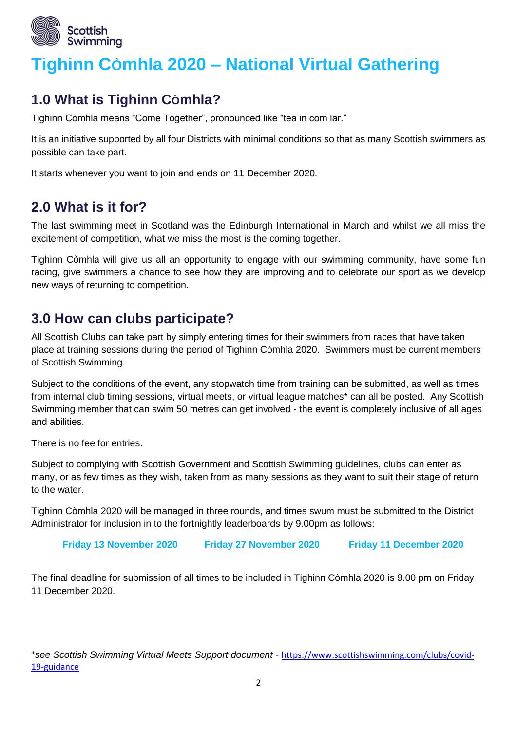Scottish Swimming

# Tighinn Còmhla 2020 – National Virtual Gathering

## 1.0 What is Tighinn Còmhla?

Tighinn Còmhla means "Come Together", pronounced like "tea in com lar."

It is an initiative supported by all four Districts with minimal conditions so that as many Scottish swimmers as possible can take part.

It starts whenever you want to join and ends on 11 December 2020.

## 2.0 What is it for?

The last swimming meet in Scotland was the Edinburgh International in March and whilst we all miss the excitement of competition, what we miss the most is the coming together.

Tighinn Còmhla will give us all an opportunity to engage with our swimming community, have some fun racing, give swimmers a chance to see how they are improving and to celebrate our sport as we develop new ways of returning to competition.

## 3.0 How can clubs participate?

All Scottish Clubs can take part by simply entering times for their swimmers from races that have taken place at training sessions during the period of Tighinn Còmhla 2020. Swimmers must be current members of Scottish Swimming.

Subject to the conditions of the event, any stopwatch time from training can be submitted, as well as times from internal club timing sessions, virtual meets, or virtual league matches* can all be posted. Any Scottish Swimming member that can swim 50 metres can get involved - the event is completely inclusive of all ages and abilities.

There is no fee for entries.

Subject to complying with Scottish Government and Scottish Swimming guidelines, clubs can enter as many, or as few times as they wish, taken from as many sessions as they want to suit their stage of return to the water.

Tighinn Còmhla 2020 will be managed in three rounds, and times swum must be submitted to the District Administrator for inclusion in to the fortnightly leaderboards by 9.00pm as follows:

**Friday 13 November 2020** **Friday 27 November 2020** **Friday 11 December 2020**

The final deadline for submission of all times to be included in Tighinn Còmhla 2020 is 9.00 pm on Friday 11 December 2020.

*\*see Scottish Swimming Virtual Meets Support document* - https://www.scottishswimming.com/clubs/covid-19-guidance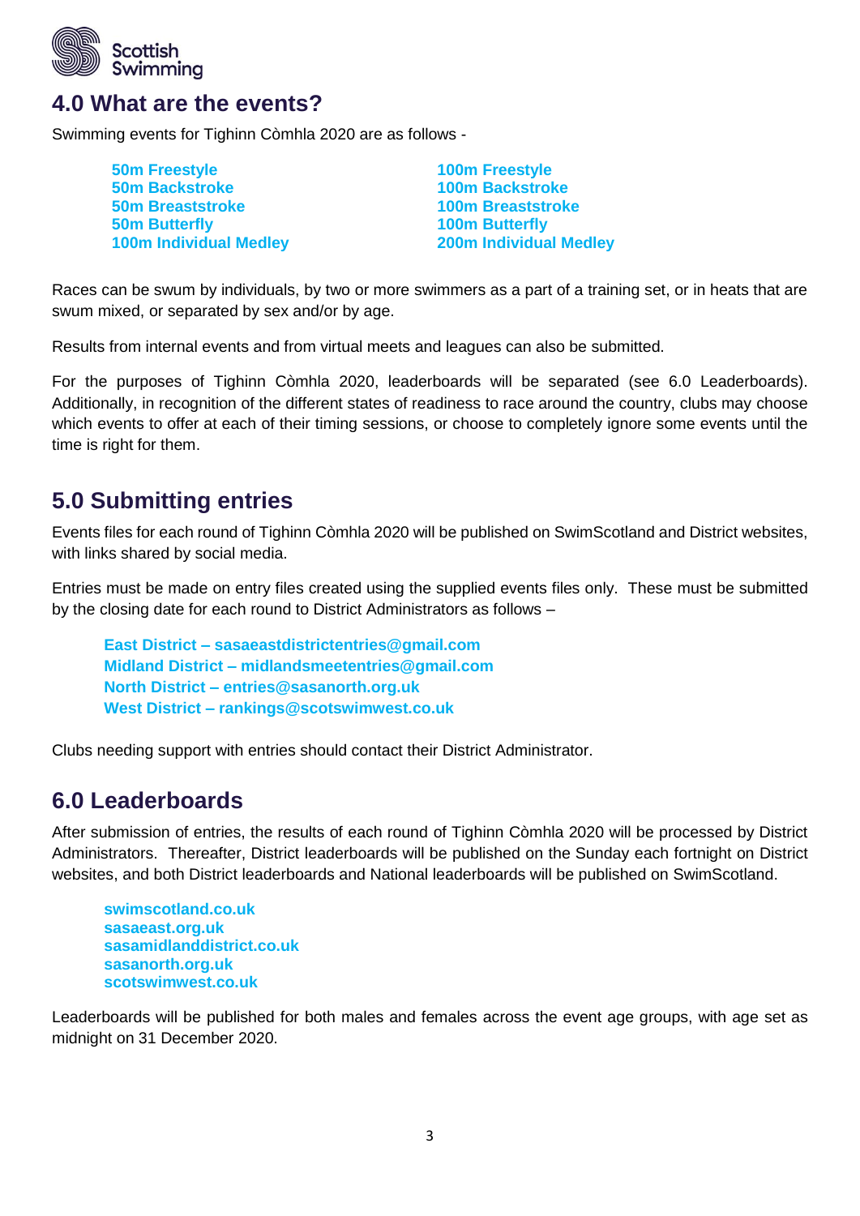## 4.0 What are the events?

Swimming events for Tighinn Còmhla 2020 are as follows -

**50m Freestyle**
**50m Backstroke**
**50m Breaststroke**
**50m Butterfly**
**100m Individual Medley**

**100m Freestyle**
**100m Backstroke**
**100m Breaststroke**
**100m Butterfly**
**200m Individual Medley**

Races can be swum by individuals, by two or more swimmers as a part of a training set, or in heats that are swum mixed, or separated by sex and/or by age.

Results from internal events and from virtual meets and leagues can also be submitted.

For the purposes of Tighinn Còmhla 2020, leaderboards will be separated (see 6.0 Leaderboards). Additionally, in recognition of the different states of readiness to race around the country, clubs may choose which events to offer at each of their timing sessions, or choose to completely ignore some events until the time is right for them.

## 5.0 Submitting entries

Events files for each round of Tighinn Còmhla 2020 will be published on SwimScotland and District websites, with links shared by social media.

Entries must be made on entry files created using the supplied events files only. These must be submitted by the closing date for each round to District Administrators as follows –

**East District – sasaeastdistrictentries@gmail.com**
**Midland District – midlandsmeetentries@gmail.com**
**North District – entries@sasanorth.org.uk**
**West District – rankings@scotswimwest.co.uk**

Clubs needing support with entries should contact their District Administrator.

## 6.0 Leaderboards

After submission of entries, the results of each round of Tighinn Còmhla 2020 will be processed by District Administrators. Thereafter, District leaderboards will be published on the Sunday each fortnight on District websites, and both District leaderboards and National leaderboards will be published on SwimScotland.

**swimscotland.co.uk**
**sasaeast.org.uk**
**sasamidlanddistrict.co.uk**
**sasanorth.org.uk**
**scotswimwest.co.uk**

Leaderboards will be published for both males and females across the event age groups, with age set as midnight on 31 December 2020.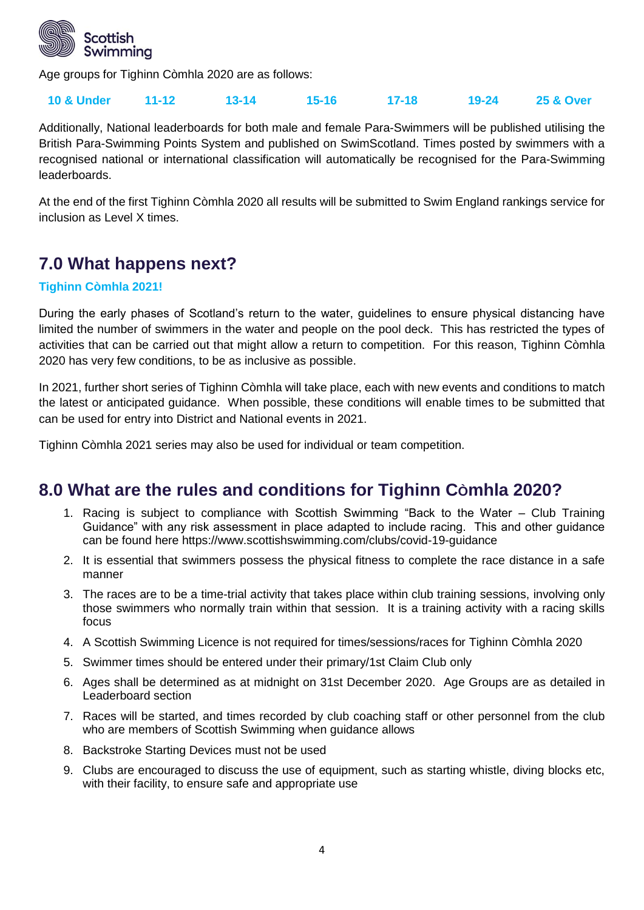Age groups for Tighinn Còmhla 2020 are as follows:

**10 & Under** **11-12** **13-14** **15-16** **17-18** **19-24** **25 & Over**

Additionally, National leaderboards for both male and female Para-Swimmers will be published utilising the British Para-Swimming Points System and published on SwimScotland. Times posted by swimmers with a recognised national or international classification will automatically be recognised for the Para-Swimming leaderboards.

At the end of the first Tighinn Còmhla 2020 all results will be submitted to Swim England rankings service for inclusion as Level X times.

## 7.0 What happens next?

**Tighinn Còmhla 2021!**

During the early phases of Scotland's return to the water, guidelines to ensure physical distancing have limited the number of swimmers in the water and people on the pool deck. This has restricted the types of activities that can be carried out that might allow a return to competition. For this reason, Tighinn Còmhla 2020 has very few conditions, to be as inclusive as possible.

In 2021, further short series of Tighinn Còmhla will take place, each with new events and conditions to match the latest or anticipated guidance. When possible, these conditions will enable times to be submitted that can be used for entry into District and National events in 2021.

Tighinn Còmhla 2021 series may also be used for individual or team competition.

## 8.0 What are the rules and conditions for Tighinn Còmhla 2020?

1. Racing is subject to compliance with Scottish Swimming "Back to the Water – Club Training Guidance" with any risk assessment in place adapted to include racing. This and other guidance can be found here https://www.scottishswimming.com/clubs/covid-19-guidance
2. It is essential that swimmers possess the physical fitness to complete the race distance in a safe manner
3. The races are to be a time-trial activity that takes place within club training sessions, involving only those swimmers who normally train within that session. It is a training activity with a racing skills focus
4. A Scottish Swimming Licence is not required for times/sessions/races for Tighinn Còmhla 2020
5. Swimmer times should be entered under their primary/1st Claim Club only
6. Ages shall be determined as at midnight on 31st December 2020. Age Groups are as detailed in Leaderboard section
7. Races will be started, and times recorded by club coaching staff or other personnel from the club who are members of Scottish Swimming when guidance allows
8. Backstroke Starting Devices must not be used
9. Clubs are encouraged to discuss the use of equipment, such as starting whistle, diving blocks etc, with their facility, to ensure safe and appropriate use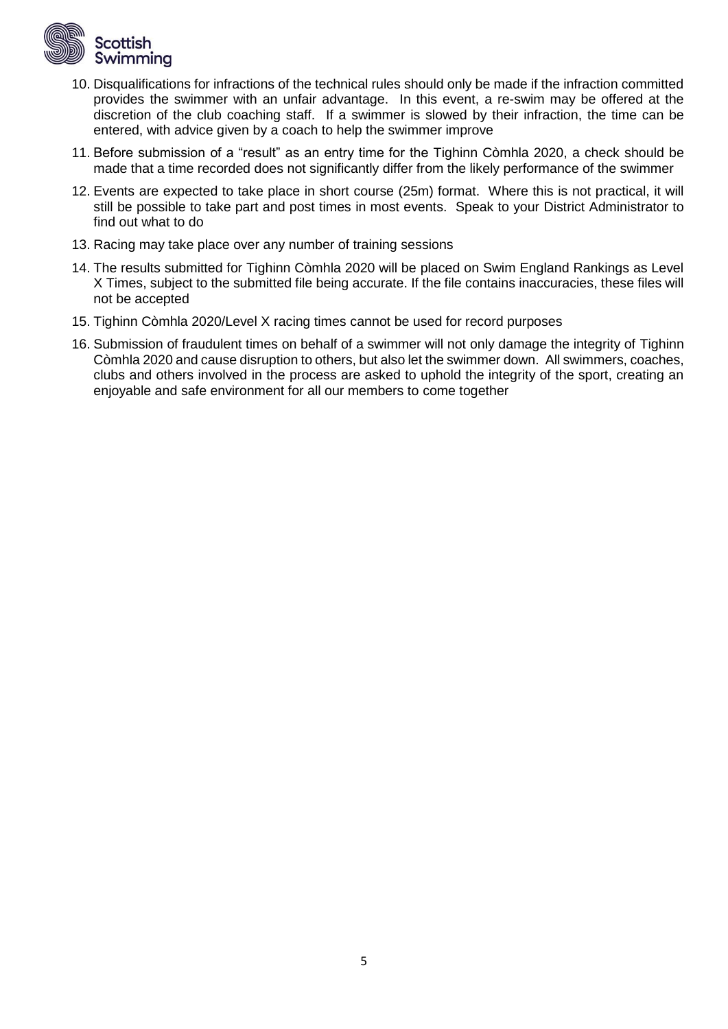10. Disqualifications for infractions of the technical rules should only be made if the infraction committed provides the swimmer with an unfair advantage. In this event, a re-swim may be offered at the discretion of the club coaching staff. If a swimmer is slowed by their infraction, the time can be entered, with advice given by a coach to help the swimmer improve
11. Before submission of a "result" as an entry time for the Tighinn Còmhla 2020, a check should be made that a time recorded does not significantly differ from the likely performance of the swimmer
12. Events are expected to take place in short course (25m) format. Where this is not practical, it will still be possible to take part and post times in most events. Speak to your District Administrator to find out what to do
13. Racing may take place over any number of training sessions
14. The results submitted for Tighinn Còmhla 2020 will be placed on Swim England Rankings as Level X Times, subject to the submitted file being accurate. If the file contains inaccuracies, these files will not be accepted
15. Tighinn Còmhla 2020/Level X racing times cannot be used for record purposes
16. Submission of fraudulent times on behalf of a swimmer will not only damage the integrity of Tighinn Còmhla 2020 and cause disruption to others, but also let the swimmer down. All swimmers, coaches, clubs and others involved in the process are asked to uphold the integrity of the sport, creating an enjoyable and safe environment for all our members to come together